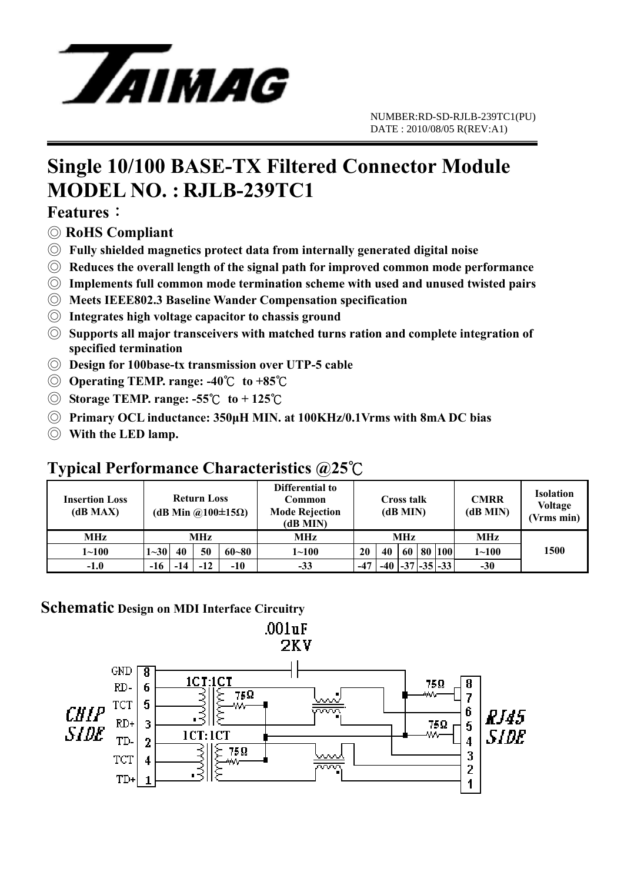NUMBER:RD-SD-RJLB-239TC1(PU)
DATE : 2010/08/05 R(REV:A1)

# Single 10/100 BASE-TX Filtered Connector Module
# MODEL NO. : RJLB-239TC1

## Features：

◎ **RoHS Compliant**

◎ **Fully shielded magnetics protect data from internally generated digital noise**

◎ **Reduces the overall length of the signal path for improved common mode performance**

◎ **Implements full common mode termination scheme with used and unused twisted pairs**

◎ **Meets IEEE802.3 Baseline Wander Compensation specification**

◎ **Integrates high voltage capacitor to chassis ground**

◎ **Supports all major transceivers with matched turns ration and complete integration of specified termination**

◎ **Design for 100base-tx transmission over UTP-5 cable**

◎ **Operating TEMP. range: -40℃ to +85℃**

◎ **Storage TEMP. range: -55℃ to + 125℃**

◎ **Primary OCL inductance: 350μH MIN. at 100KHz/0.1Vrms with 8mA DC bias**

◎ **With the LED lamp.**

## Typical Performance Characteristics @25℃

| Insertion Loss (dB MAX) | Return Loss (dB Min @100±15Ω) | | | | Differential to Common Mode Rejection (dB MIN) | Cross talk (dB MIN) | | | | | CMRR (dB MIN) | Isolation Voltage (Vrms min) |
|---|---|---|---|---|---|---|---|---|---|---|---|---|
| MHz | MHz | | | | MHz | MHz | | | | | MHz | 1500 |
| 1~100 | 1~30 | 40 | 50 | 60~80 | 1~100 | 20 | 40 | 60 | 80 | 100 | 1~100 | |
| -1.0 | -16 | -14 | -12 | -10 | -33 | -47 | -40 | -37 | -35 | -33 | -30 | |

## Schematic Design on MDI Interface Circuitry

.001uF
2KV

CHIP SIDE: GND 8, RD- 6, TCT 5, RD+ 3, TD- 2, TCT 4, TD+ 1

1CT:1CT, 75Ω, 1CT:1CT, 75Ω, 75Ω, 75Ω

RJ45 SIDE: 8, 7, 6, 5, 4, 3, 2, 1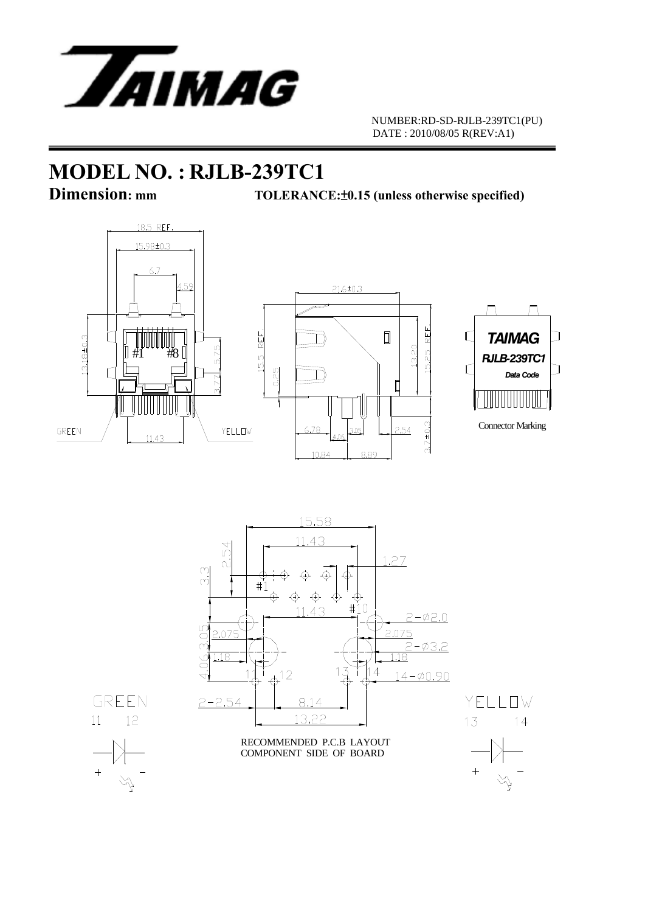NUMBER:RD-SD-RJLB-239TC1(PU)
DATE : 2010/08/05 R(REV:A1)

# MODEL NO. : RJLB-239TC1

**Dimension: mm** **TOLERANCE:±0.15 (unless otherwise specified)**

18.5 REF.
15.98±0.3
6.7
4.59
13.18±0.3
5.75
3.77
#1 #8
GREEN
YELLOW
11.43

21.6±0.3
15.5 REF.
13.20
15.25 REF.
0.25
6.78
4.06
3.05
2.54
3.7±0.3
10.84
8.89

TAIMAG
RJLB-239TC1
Data Code

Connector Marking

15.58
11.43
2.54
3.3
1.27
#1
#10
11.43
2-Ø2.0
4.06
3.05
2.075
2.075
2-Ø3.2
1.18
1.18
11 12
13 14
14-Ø0.90
2-2.54
8.14
13.22

RECOMMENDED P.C.B LAYOUT
COMPONENT SIDE OF BOARD

GREEN
11 12
+ −

YELLOW
13 14
+ −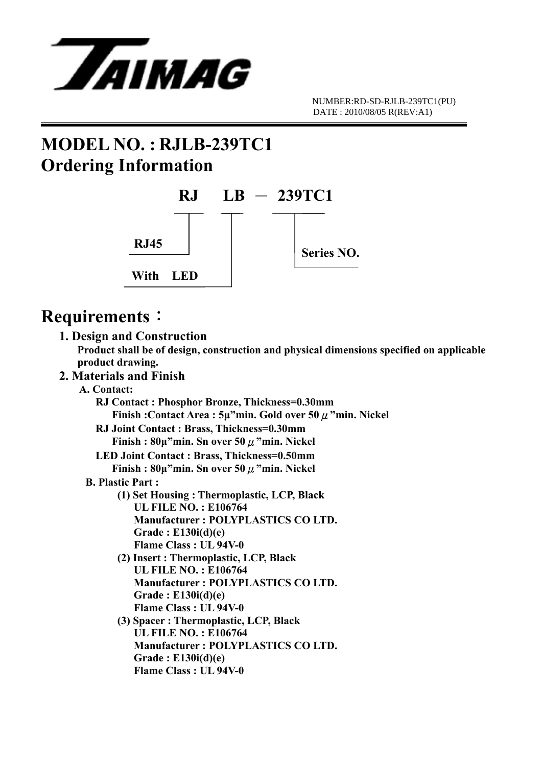NUMBER:RD-SD-RJLB-239TC1(PU)
DATE : 2010/08/05 R(REV:A1)

# MODEL NO. : RJLB-239TC1

# Ordering Information

**RJ LB － 239TC1**

- RJ: RJ45
- LB: With LED
- 239TC1: Series NO.

# Requirements：

## 1. Design and Construction

**Product shall be of design, construction and physical dimensions specified on applicable product drawing.**

## 2. Materials and Finish

**A. Contact:**

**RJ Contact : Phosphor Bronze, Thickness=0.30mm**
**Finish :Contact Area : 5μ"min. Gold over 50μ"min. Nickel**

**RJ Joint Contact : Brass, Thickness=0.30mm**
**Finish : 80μ"min. Sn over 50μ"min. Nickel**

**LED Joint Contact : Brass, Thickness=0.50mm**
**Finish : 80μ"min. Sn over 50μ"min. Nickel**

**B. Plastic Part :**

**(1) Set Housing : Thermoplastic, LCP, Black**
**UL FILE NO. : E106764**
**Manufacturer : POLYPLASTICS CO LTD.**
**Grade : E130i(d)(e)**
**Flame Class : UL 94V-0**

**(2) Insert : Thermoplastic, LCP, Black**
**UL FILE NO. : E106764**
**Manufacturer : POLYPLASTICS CO LTD.**
**Grade : E130i(d)(e)**
**Flame Class : UL 94V-0**

**(3) Spacer : Thermoplastic, LCP, Black**
**UL FILE NO. : E106764**
**Manufacturer : POLYPLASTICS CO LTD.**
**Grade : E130i(d)(e)**
**Flame Class : UL 94V-0**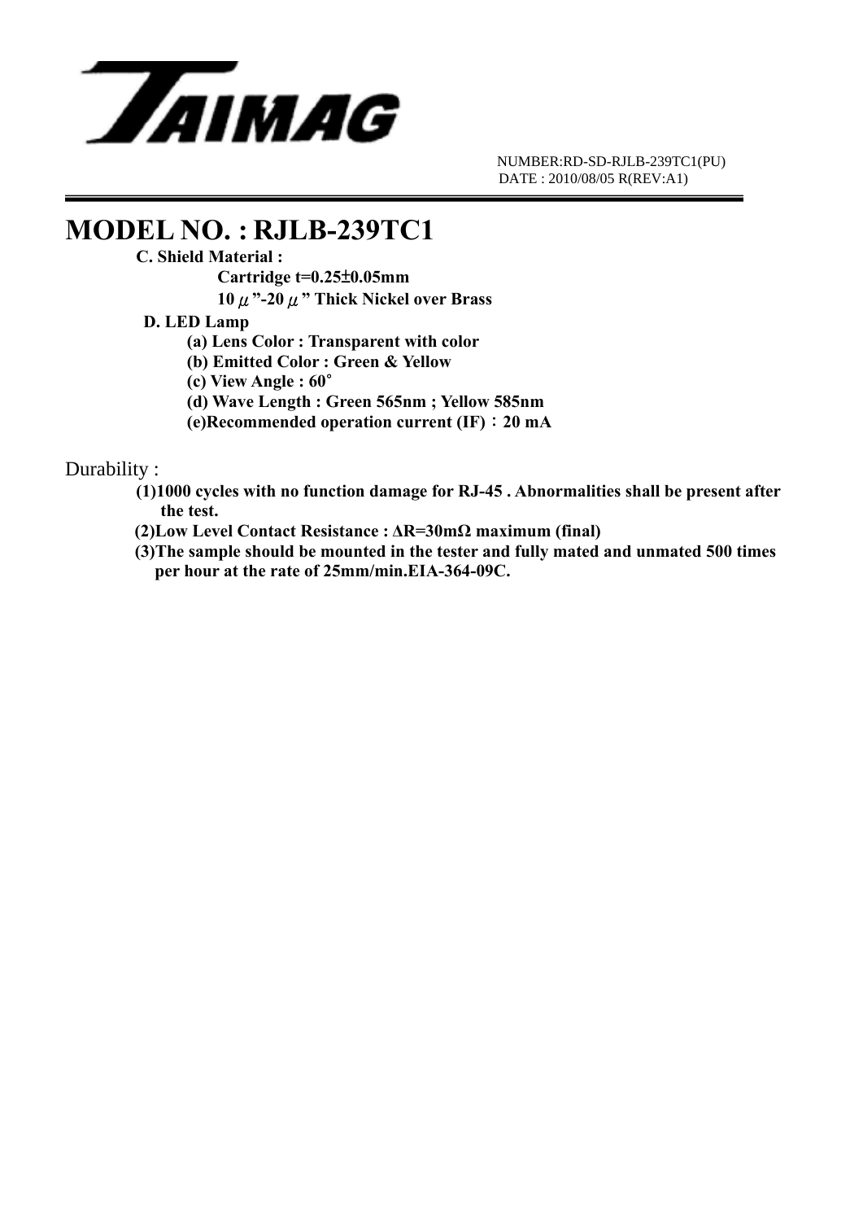NUMBER:RD-SD-RJLB-239TC1(PU)
DATE : 2010/08/05 R(REV:A1)

# MODEL NO. : RJLB-239TC1

**C. Shield Material :**

**Cartridge t=0.25±0.05mm**

**10 μ"-20 μ" Thick Nickel over Brass**

**D. LED Lamp**

**(a) Lens Color : Transparent with color**

**(b) Emitted Color : Green & Yellow**

**(c) View Angle : 60°**

**(d) Wave Length : Green 565nm ; Yellow 585nm**

**(e)Recommended operation current (IF)：20 mA**

Durability :

**(1)1000 cycles with no function damage for RJ-45 . Abnormalities shall be present after the test.**

**(2)Low Level Contact Resistance : ΔR=30mΩ maximum (final)**

**(3)The sample should be mounted in the tester and fully mated and unmated 500 times per hour at the rate of 25mm/min.EIA-364-09C.**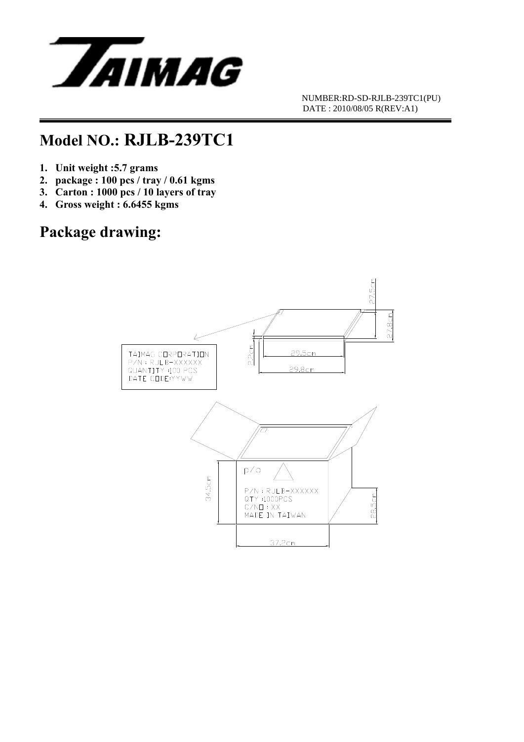NUMBER:RD-SD-RJLB-239TC1(PU)
DATE : 2010/08/05 R(REV:A1)

# Model NO.: RJLB-239TC1

1. **Unit weight :5.7 grams**
2. **package : 100 pcs / tray / 0.61 kgms**
3. **Carton : 1000 pcs / 10 layers of tray**
4. **Gross weight : 6.6455 kgms**

## Package drawing:

TAIMAG CORPORATION
P/N : RJLB-XXXXXX
QUANTITY :100 PCS
DATE CODE:YYWW

27.5cm
27.8cm
2.2cm
29.5cm
29.8cm

p/o
P/N : RJLB-XXXXXX
QTY :1000PCS
C/NO : XX
MADE IN TAIWAN

34.5cm
28.5cm
37.2cm